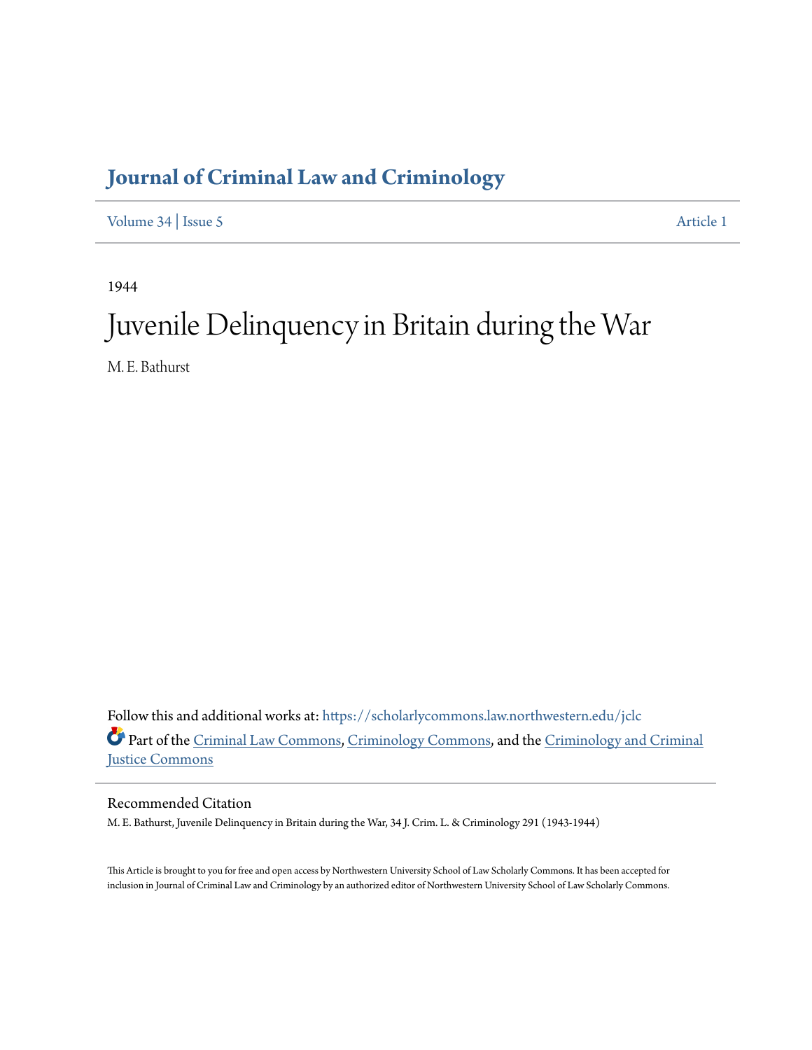# Journal of Criminal Law and Criminology

Volume 34 | Issue 5 Article 1

1944

# Juvenile Delinquency in Britain during the War

M. E. Bathurst

Follow this and additional works at: https://scholarlycommons.law.northwestern.edu/jclc

Part of the Criminal Law Commons, Criminology Commons, and the Criminology and Criminal Justice Commons

## Recommended Citation

M. E. Bathurst, Juvenile Delinquency in Britain during the War, 34 J. Crim. L. & Criminology 291 (1943-1944)

This Article is brought to you for free and open access by Northwestern University School of Law Scholarly Commons. It has been accepted for inclusion in Journal of Criminal Law and Criminology by an authorized editor of Northwestern University School of Law Scholarly Commons.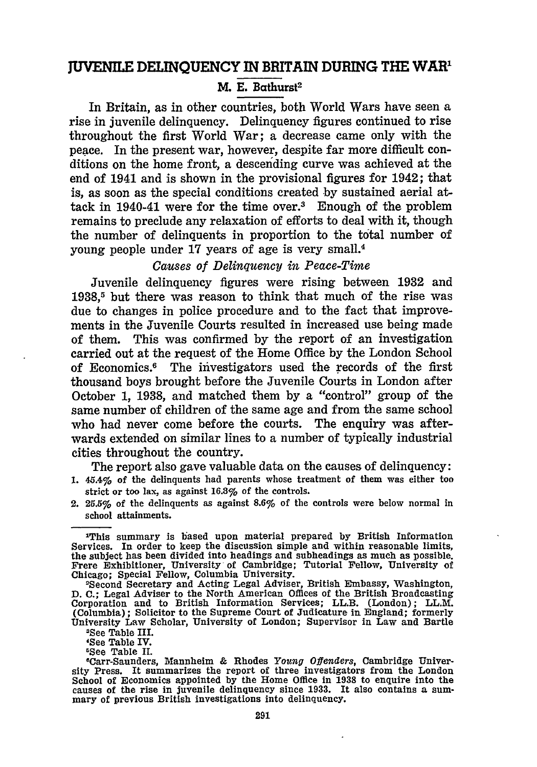# JUVENILE DELINQUENCY IN BRITAIN DURING THE WAR[1]

M. E. Bathurst[2]

In Britain, as in other countries, both World Wars have seen a rise in juvenile delinquency. Delinquency figures continued to rise throughout the first World War; a decrease came only with the peace. In the present war, however, despite far more difficult conditions on the home front, a descending curve was achieved at the end of 1941 and is shown in the provisional figures for 1942; that is, as soon as the special conditions created by sustained aerial attack in 1940-41 were for the time over.[3] Enough of the problem remains to preclude any relaxation of efforts to deal with it, though the number of delinquents in proportion to the total number of young people under 17 years of age is very small.[4]

*Causes of Delinquency in Peace-Time*

Juvenile delinquency figures were rising between 1932 and 1938,[5] but there was reason to think that much of the rise was due to changes in police procedure and to the fact that improvements in the Juvenile Courts resulted in increased use being made of them. This was confirmed by the report of an investigation carried out at the request of the Home Office by the London School of Economics.[6] The investigators used the records of the first thousand boys brought before the Juvenile Courts in London after October 1, 1938, and matched them by a "control" group of the same number of children of the same age and from the same school who had never come before the courts. The enquiry was afterwards extended on similar lines to a number of typically industrial cities throughout the country.

The report also gave valuable data on the causes of delinquency:

1. 45.4% of the delinquents had parents whose treatment of them was either too strict or too lax, as against 16.3% of the controls.
2. 25.5% of the delinquents as against 8.6% of the controls were below normal in school attainments.

---

[1]This summary is based upon material prepared by British Information Services. In order to keep the discussion simple and within reasonable limits, the subject has been divided into headings and subheadings as much as possible. Frere Exhibitioner, University of Cambridge; Tutorial Fellow, University of Chicago; Special Fellow, Columbia University.

[2]Second Secretary and Acting Legal Adviser, British Embassy, Washington, D. C.; Legal Adviser to the North American Offices of the British Broadcasting Corporation and to British Information Services; LL.B. (London); LL.M. (Columbia); Solicitor to the Supreme Court of Judicature in England; formerly University Law Scholar, University of London; Supervisor in Law and Bartle

[3]See Table III.

[4]See Table IV.

[5]See Table II.

[6]Carr-Saunders, Mannheim & Rhodes *Young Offenders*, Cambridge University Press. It summarizes the report of three investigators from the London School of Economics appointed by the Home Office in 1938 to enquire into the causes of the rise in juvenile delinquency since 1933. It also contains a summary of previous British investigations into delinquency.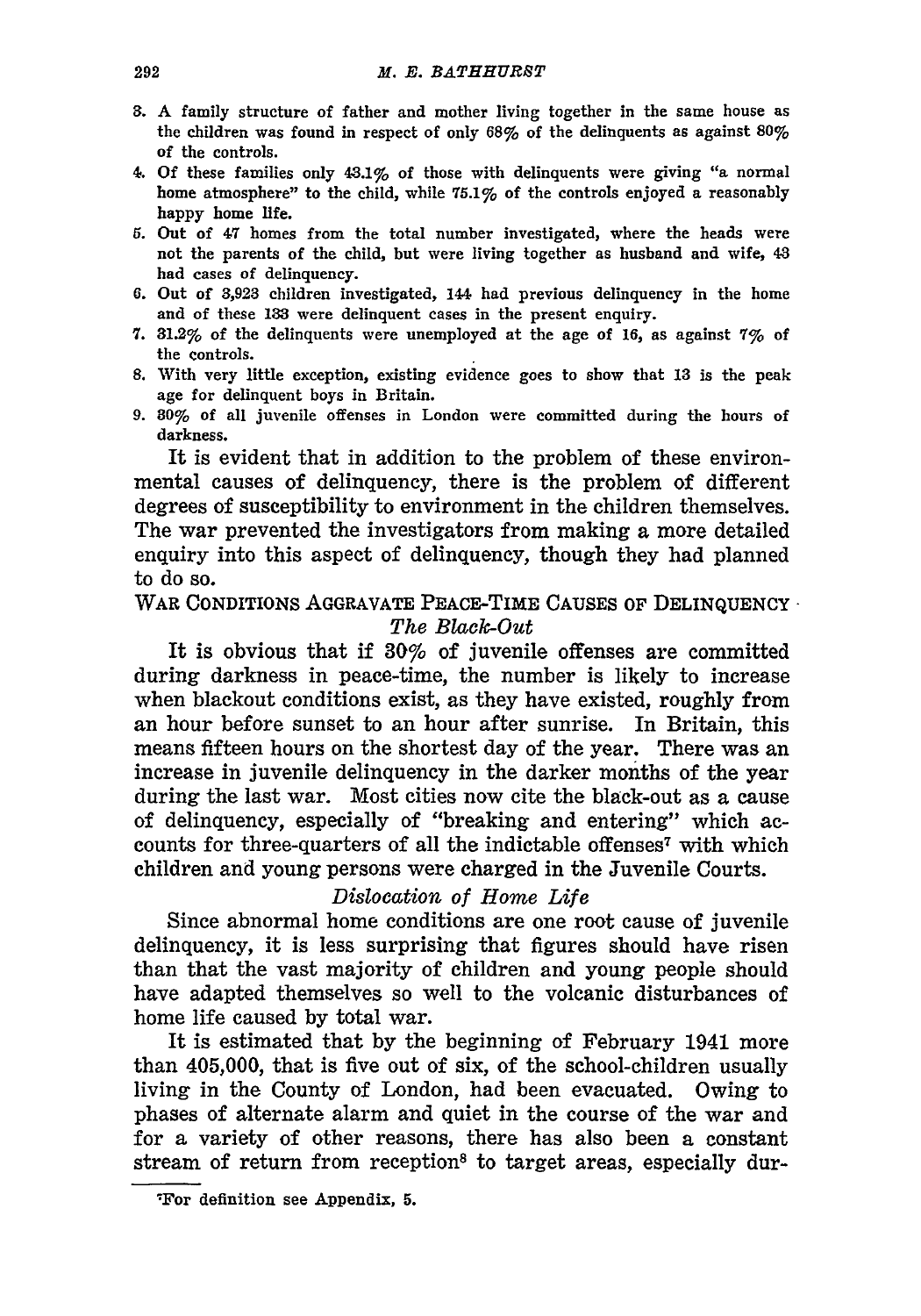3. A family structure of father and mother living together in the same house as the children was found in respect of only 68% of the delinquents as against 80% of the controls.
4. Of these families only 43.1% of those with delinquents were giving "a normal home atmosphere" to the child, while 75.1% of the controls enjoyed a reasonably happy home life.
5. Out of 47 homes from the total number investigated, where the heads were not the parents of the child, but were living together as husband and wife, 43 had cases of delinquency.
6. Out of 3,923 children investigated, 144 had previous delinquency in the home and of these 133 were delinquent cases in the present enquiry.
7. 31.2% of the delinquents were unemployed at the age of 16, as against 7% of the controls.
8. With very little exception, existing evidence goes to show that 13 is the peak age for delinquent boys in Britain.
9. 30% of all juvenile offenses in London were committed during the hours of darkness.

It is evident that in addition to the problem of these environmental causes of delinquency, there is the problem of different degrees of susceptibility to environment in the children themselves. The war prevented the investigators from making a more detailed enquiry into this aspect of delinquency, though they had planned to do so.

## War Conditions Aggravate Peace-Time Causes of Delinquency

### *The Black-Out*

It is obvious that if 30% of juvenile offenses are committed during darkness in peace-time, the number is likely to increase when blackout conditions exist, as they have existed, roughly from an hour before sunset to an hour after sunrise. In Britain, this means fifteen hours on the shortest day of the year. There was an increase in juvenile delinquency in the darker months of the year during the last war. Most cities now cite the black-out as a cause of delinquency, especially of "breaking and entering" which accounts for three-quarters of all the indictable offenses[7] with which children and young persons were charged in the Juvenile Courts.

### *Dislocation of Home Life*

Since abnormal home conditions are one root cause of juvenile delinquency, it is less surprising that figures should have risen than that the vast majority of children and young people should have adapted themselves so well to the volcanic disturbances of home life caused by total war.

It is estimated that by the beginning of February 1941 more than 405,000, that is five out of six, of the school-children usually living in the County of London, had been evacuated. Owing to phases of alternate alarm and quiet in the course of the war and for a variety of other reasons, there has also been a constant stream of return from reception[8] to target areas, especially dur-

[7] For definition see Appendix, 5.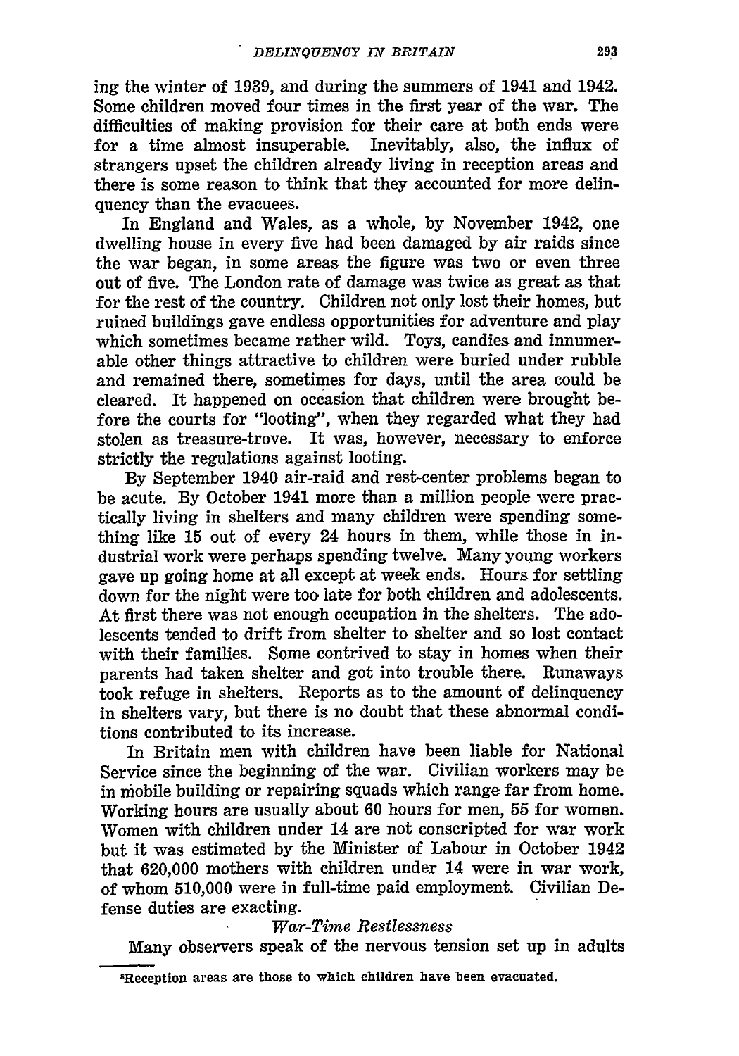ing the winter of 1939, and during the summers of 1941 and 1942. Some children moved four times in the first year of the war. The difficulties of making provision for their care at both ends were for a time almost insuperable. Inevitably, also, the influx of strangers upset the children already living in reception areas and there is some reason to think that they accounted for more delinquency than the evacuees.

In England and Wales, as a whole, by November 1942, one dwelling house in every five had been damaged by air raids since the war began, in some areas the figure was two or even three out of five. The London rate of damage was twice as great as that for the rest of the country. Children not only lost their homes, but ruined buildings gave endless opportunities for adventure and play which sometimes became rather wild. Toys, candies and innumerable other things attractive to children were buried under rubble and remained there, sometimes for days, until the area could be cleared. It happened on occasion that children were brought before the courts for "looting", when they regarded what they had stolen as treasure-trove. It was, however, necessary to enforce strictly the regulations against looting.

By September 1940 air-raid and rest-center problems began to be acute. By October 1941 more than a million people were practically living in shelters and many children were spending something like 15 out of every 24 hours in them, while those in industrial work were perhaps spending twelve. Many young workers gave up going home at all except at week ends. Hours for settling down for the night were too late for both children and adolescents. At first there was not enough occupation in the shelters. The adolescents tended to drift from shelter to shelter and so lost contact with their families. Some contrived to stay in homes when their parents had taken shelter and got into trouble there. Runaways took refuge in shelters. Reports as to the amount of delinquency in shelters vary, but there is no doubt that these abnormal conditions contributed to its increase.

In Britain men with children have been liable for National Service since the beginning of the war. Civilian workers may be in mobile building or repairing squads which range far from home. Working hours are usually about 60 hours for men, 55 for women. Women with children under 14 are not conscripted for war work but it was estimated by the Minister of Labour in October 1942 that 620,000 mothers with children under 14 were in war work, of whom 510,000 were in full-time paid employment. Civilian Defense duties are exacting.

*War-Time Restlessness*

Many observers speak of the nervous tension set up in adults

---

[5]Reception areas are those to which children have been evacuated.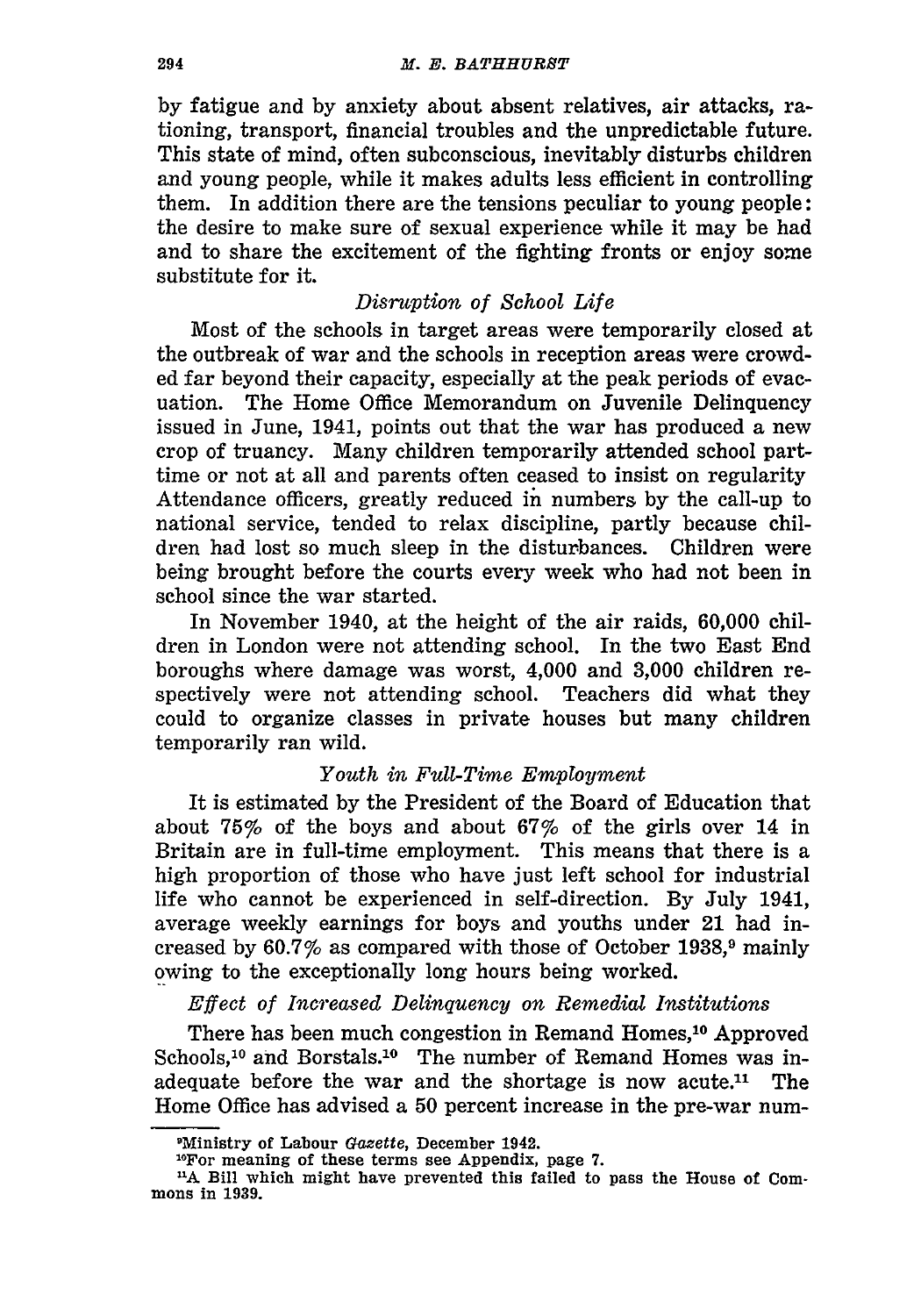by fatigue and by anxiety about absent relatives, air attacks, rationing, transport, financial troubles and the unpredictable future. This state of mind, often subconscious, inevitably disturbs children and young people, while it makes adults less efficient in controlling them. In addition there are the tensions peculiar to young people: the desire to make sure of sexual experience while it may be had and to share the excitement of the fighting fronts or enjoy some substitute for it.

### *Disruption of School Life*

Most of the schools in target areas were temporarily closed at the outbreak of war and the schools in reception areas were crowded far beyond their capacity, especially at the peak periods of evacuation. The Home Office Memorandum on Juvenile Delinquency issued in June, 1941, points out that the war has produced a new crop of truancy. Many children temporarily attended school part-time or not at all and parents often ceased to insist on regularity Attendance officers, greatly reduced in numbers by the call-up to national service, tended to relax discipline, partly because children had lost so much sleep in the disturbances. Children were being brought before the courts every week who had not been in school since the war started.

In November 1940, at the height of the air raids, 60,000 children in London were not attending school. In the two East End boroughs where damage was worst, 4,000 and 3,000 children respectively were not attending school. Teachers did what they could to organize classes in private houses but many children temporarily ran wild.

### *Youth in Full-Time Employment*

It is estimated by the President of the Board of Education that about 75% of the boys and about 67% of the girls over 14 in Britain are in full-time employment. This means that there is a high proportion of those who have just left school for industrial life who cannot be experienced in self-direction. By July 1941, average weekly earnings for boys and youths under 21 had increased by 60.7% as compared with those of October 1938,[9] mainly owing to the exceptionally long hours being worked.

### *Effect of Increased Delinquency on Remedial Institutions*

There has been much congestion in Remand Homes,[10] Approved Schools,[10] and Borstals.[10] The number of Remand Homes was inadequate before the war and the shortage is now acute.[11] The Home Office has advised a 50 percent increase in the pre-war num-

---

[9] Ministry of Labour *Gazette*, December 1942.

[10] For meaning of these terms see Appendix, page 7.

[11] A Bill which might have prevented this failed to pass the House of Commons in 1939.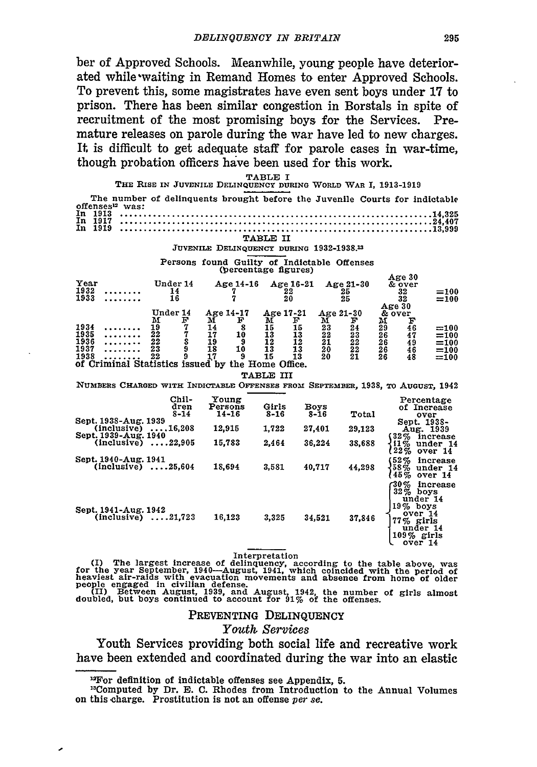ber of Approved Schools. Meanwhile, young people have deteriorated while waiting in Remand Homes to enter Approved Schools. To prevent this, some magistrates have even sent boys under 17 to prison. There has been similar congestion in Borstals in spite of recruitment of the most promising boys for the Services. Premature releases on parole during the war have led to new charges. It is difficult to get adequate staff for parole cases in war-time, though probation officers have been used for this work.

TABLE I

THE RISE IN JUVENILE DELINQUENCY DURING WORLD WAR I, 1913-1919

The number of delinquents brought before the Juvenile Courts for indictable offenses[12] was:

| | |
|---|---|
| In 1913 | 14,325 |
| In 1917 | 24,407 |
| In 1919 | 13,999 |

TABLE II

JUVENILE DELINQUENCY DURING 1932-1938.[13]

Persons found Guilty of Indictable Offenses (percentage figures)

| Year | Under 14 | Age 14-16 | Age 16-21 | Age 21-30 | Age 30 & over | |
|---|---|---|---|---|---|---|
| 1932 | 14 | 7 | 22 | 25 | 32 | =100 |
| 1933 | 16 | 7 | 20 | 25 | 32 | =100 |

| Year | Under 14 | | Age 14-17 | | Age 17-21 | | Age 21-30 | | Age 30 & over | | |
|---|---|---|---|---|---|---|---|---|---|---|---|
| | M | F | M | F | M | F | M | F | M | F | |
| 1934 | 19 | 7 | 14 | 8 | 15 | 15 | 23 | 24 | 29 | 46 | =100 |
| 1935 | 22 | 7 | 17 | 10 | 13 | 13 | 22 | 23 | 26 | 47 | =100 |
| 1936 | 22 | 8 | 19 | 9 | 12 | 12 | 21 | 22 | 26 | 49 | =100 |
| 1937 | 23 | 9 | 18 | 10 | 13 | 13 | 20 | 22 | 26 | 46 | =100 |
| 1938 | 22 | 9 | 17 | 9 | 15 | 13 | 20 | 21 | 26 | 48 | =100 |

of Criminal Statistics issued by the Home Office.

TABLE III

NUMBERS CHARGED WITH INDICTABLE OFFENSES FROM SEPTEMBER, 1938, TO AUGUST, 1942

| | Children 8-14 | Young Persons 14-16 | Girls 8-16 | Boys 8-16 | Total | Percentage of Increase over Sept. 1938-Aug. 1939 |
|---|---|---|---|---|---|---|
| Sept. 1938-Aug. 1939 (inclusive) | 16,208 | 12,915 | 1,722 | 27,401 | 29,123 | |
| Sept. 1939-Aug. 1940 (inclusive) | 22,905 | 15,783 | 2,464 | 36,224 | 38,688 | 32% increase; 41% under 14; 22% over 14 |
| Sept. 1940-Aug. 1941 (inclusive) | 25,604 | 18,694 | 3,581 | 40,717 | 44,298 | 52% increase; 58% under 14; 45% over 14 |
| Sept. 1941-Aug. 1942 (inclusive) | 21,723 | 16,123 | 3,325 | 34,521 | 37,846 | 30% increase; 32% boys under 14; 19% boys over 14; 77% girls under 14; 109% girls over 14 |

Interpretation

(I) The largest increase of delinquency, according to the table above, was for the year September, 1940—August, 1941, which coincided with the period of heaviest air-raids with evacuation movements and absence from home of older people engaged in civilian defense.

(II) Between August, 1939, and August, 1942, the number of girls almost doubled, but boys continued to account for 91% of the offenses.

## PREVENTING DELINQUENCY

### *Youth Services*

Youth Services providing both social life and recreative work have been extended and coordinated during the war into an elastic

---

[12] For definition of indictable offenses see Appendix, 5.

[13] Computed by Dr. E. C. Rhodes from Introduction to the Annual Volumes on this charge. Prostitution is not an offense *per se*.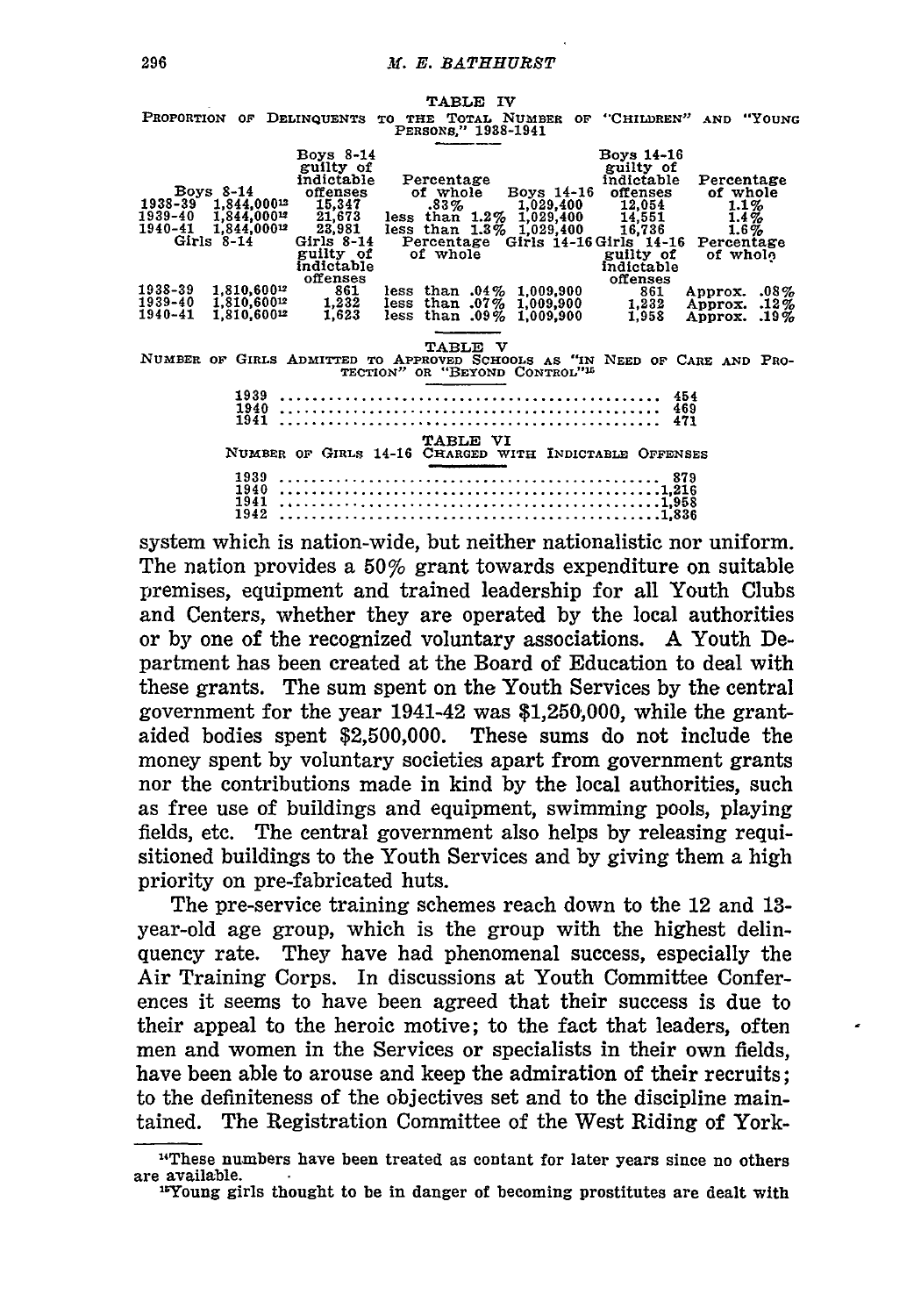TABLE IV

PROPORTION OF DELINQUENTS TO THE TOTAL NUMBER OF "CHILDREN" AND "YOUNG PERSONS," 1938-1941

| | Boys 8-14 | Boys 8-14 guilty of indictable offenses | Percentage of whole | Boys 14-16 | Boys 14-16 guilty of indictable offenses | Percentage of whole |
|---|---|---|---|---|---|---|
| 1938-39 | 1,844,000[12] | 15,347 | .83% | 1,029,400 | 12,054 | 1.1% |
| 1939-40 | 1,844,000[12] | 21,673 | less than 1.2% | 1,029,400 | 14,551 | 1.4% |
| 1940-41 | 1,844,000[12] | 23,981 | less than 1.3% | 1,029,400 | 16,736 | 1.6% |
| | Girls 8-14 | Girls 8-14 guilty of indictable offenses | Percentage of whole | Girls 14-16 | Girls 14-16 guilty of indictable offenses | Percentage of whole |
| 1938-39 | 1,810,600[12] | 861 | less than .04% | 1,009,900 | 861 | Approx. .08% |
| 1939-40 | 1,810,600[12] | 1,232 | less than .07% | 1,009,900 | 1,232 | Approx. .12% |
| 1940-41 | 1,810,600[12] | 1,623 | less than .09% | 1,009,900 | 1,958 | Approx. .19% |

TABLE V

NUMBER OF GIRLS ADMITTED TO APPROVED SCHOOLS AS "IN NEED OF CARE AND PROTECTION" OR "BEYOND CONTROL"[15]

| Year | Number |
|---|---|
| 1939 | 454 |
| 1940 | 469 |
| 1941 | 471 |

TABLE VI

NUMBER OF GIRLS 14-16 CHARGED WITH INDICTABLE OFFENSES

| Year | Number |
|---|---|
| 1939 | 879 |
| 1940 | 1,216 |
| 1941 | 1,958 |
| 1942 | 1,836 |

system which is nation-wide, but neither nationalistic nor uniform. The nation provides a 50% grant towards expenditure on suitable premises, equipment and trained leadership for all Youth Clubs and Centers, whether they are operated by the local authorities or by one of the recognized voluntary associations. A Youth Department has been created at the Board of Education to deal with these grants. The sum spent on the Youth Services by the central government for the year 1941-42 was $1,250,000, while the grant-aided bodies spent $2,500,000. These sums do not include the money spent by voluntary societies apart from government grants nor the contributions made in kind by the local authorities, such as free use of buildings and equipment, swimming pools, playing fields, etc. The central government also helps by releasing requisitioned buildings to the Youth Services and by giving them a high priority on pre-fabricated huts.

The pre-service training schemes reach down to the 12 and 13-year-old age group, which is the group with the highest delinquency rate. They have had phenomenal success, especially the Air Training Corps. In discussions at Youth Committee Conferences it seems to have been agreed that their success is due to their appeal to the heroic motive; to the fact that leaders, often men and women in the Services or specialists in their own fields, have been able to arouse and keep the admiration of their recruits; to the definiteness of the objectives set and to the discipline maintained. The Registration Committee of the West Riding of York-

[14]These numbers have been treated as contant for later years since no others are available.

[15]Young girls thought to be in danger of becoming prostitutes are dealt with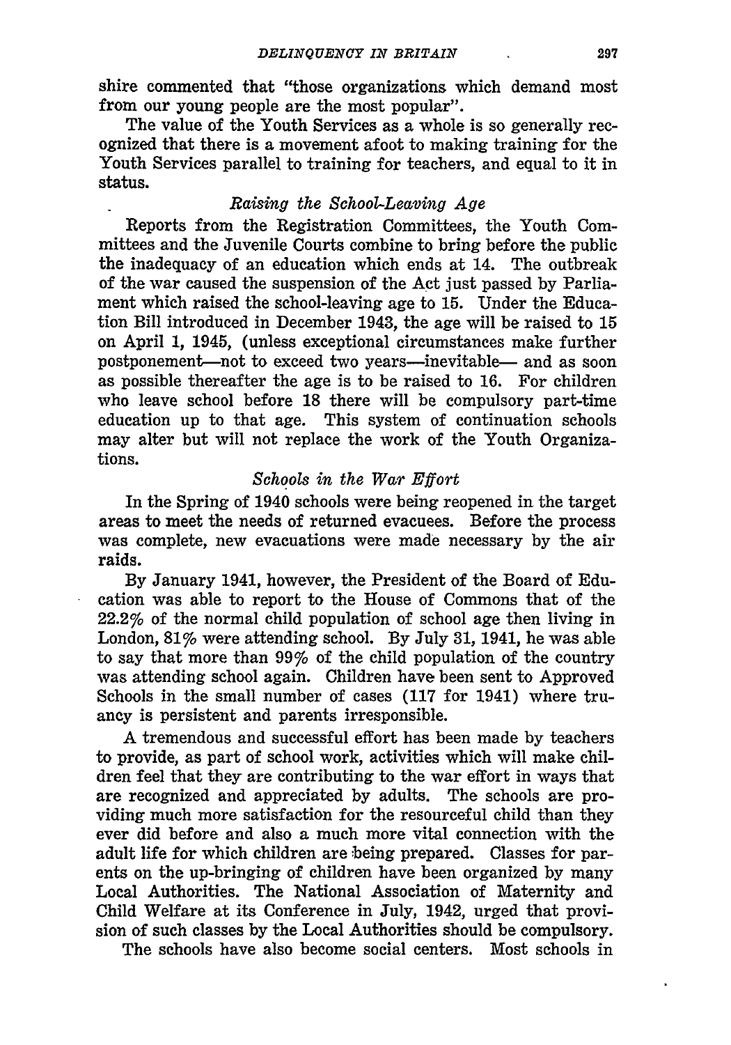shire commented that "those organizations which demand most from our young people are the most popular".

The value of the Youth Services as a whole is so generally recognized that there is a movement afoot to making training for the Youth Services parallel to training for teachers, and equal to it in status.

### *Raising the School-Leaving Age*

Reports from the Registration Committees, the Youth Committees and the Juvenile Courts combine to bring before the public the inadequacy of an education which ends at 14. The outbreak of the war caused the suspension of the Act just passed by Parliament which raised the school-leaving age to 15. Under the Education Bill introduced in December 1943, the age will be raised to 15 on April 1, 1945, (unless exceptional circumstances make further postponement—not to exceed two years—inevitable— and as soon as possible thereafter the age is to be raised to 16. For children who leave school before 18 there will be compulsory part-time education up to that age. This system of continuation schools may alter but will not replace the work of the Youth Organizations.

### *Schools in the War Effort*

In the Spring of 1940 schools were being reopened in the target areas to meet the needs of returned evacuees. Before the process was complete, new evacuations were made necessary by the air raids.

By January 1941, however, the President of the Board of Education was able to report to the House of Commons that of the 22.2% of the normal child population of school age then living in London, 81% were attending school. By July 31, 1941, he was able to say that more than 99% of the child population of the country was attending school again. Children have been sent to Approved Schools in the small number of cases (117 for 1941) where truancy is persistent and parents irresponsible.

A tremendous and successful effort has been made by teachers to provide, as part of school work, activities which will make children feel that they are contributing to the war effort in ways that are recognized and appreciated by adults. The schools are providing much more satisfaction for the resourceful child than they ever did before and also a much more vital connection with the adult life for which children are being prepared. Classes for parents on the up-bringing of children have been organized by many Local Authorities. The National Association of Maternity and Child Welfare at its Conference in July, 1942, urged that provision of such classes by the Local Authorities should be compulsory.

The schools have also become social centers. Most schools in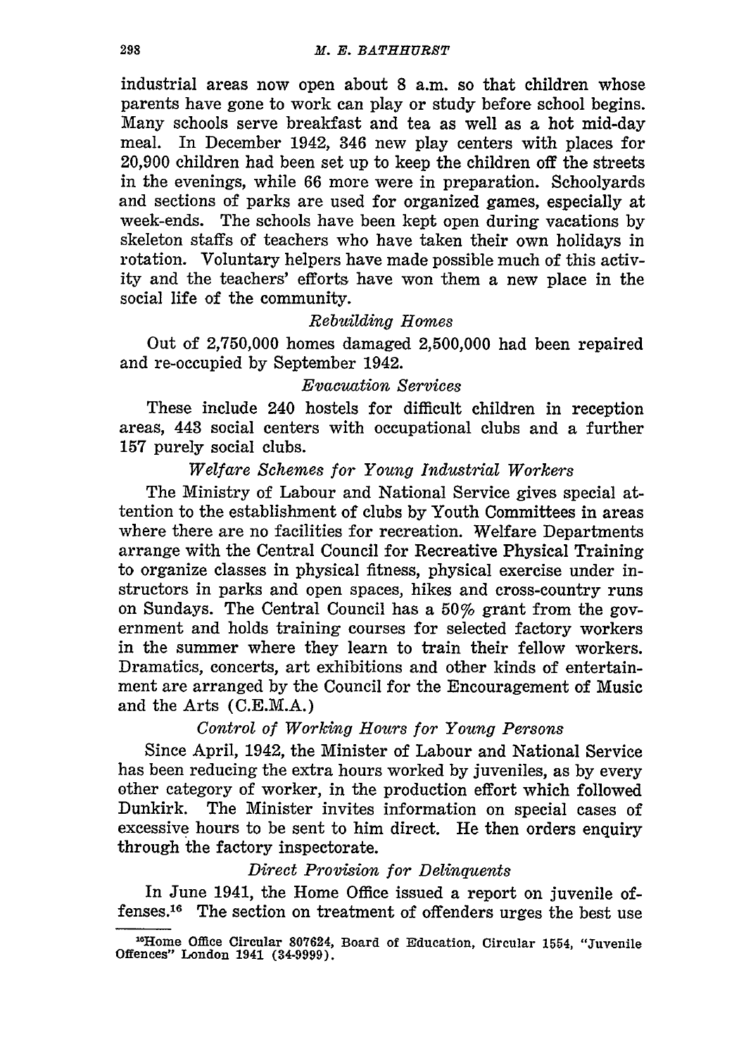industrial areas now open about 8 a.m. so that children whose parents have gone to work can play or study before school begins. Many schools serve breakfast and tea as well as a hot mid-day meal. In December 1942, 346 new play centers with places for 20,900 children had been set up to keep the children off the streets in the evenings, while 66 more were in preparation. Schoolyards and sections of parks are used for organized games, especially at week-ends. The schools have been kept open during vacations by skeleton staffs of teachers who have taken their own holidays in rotation. Voluntary helpers have made possible much of this activity and the teachers' efforts have won them a new place in the social life of the community.

*Rebuilding Homes*

Out of 2,750,000 homes damaged 2,500,000 had been repaired and re-occupied by September 1942.

*Evacuation Services*

These include 240 hostels for difficult children in reception areas, 443 social centers with occupational clubs and a further 157 purely social clubs.

*Welfare Schemes for Young Industrial Workers*

The Ministry of Labour and National Service gives special attention to the establishment of clubs by Youth Committees in areas where there are no facilities for recreation. Welfare Departments arrange with the Central Council for Recreative Physical Training to organize classes in physical fitness, physical exercise under instructors in parks and open spaces, hikes and cross-country runs on Sundays. The Central Council has a 50% grant from the government and holds training courses for selected factory workers in the summer where they learn to train their fellow workers. Dramatics, concerts, art exhibitions and other kinds of entertainment are arranged by the Council for the Encouragement of Music and the Arts (C.E.M.A.)

*Control of Working Hours for Young Persons*

Since April, 1942, the Minister of Labour and National Service has been reducing the extra hours worked by juveniles, as by every other category of worker, in the production effort which followed Dunkirk. The Minister invites information on special cases of excessive hours to be sent to him direct. He then orders enquiry through the factory inspectorate.

*Direct Provision for Delinquents*

In June 1941, the Home Office issued a report on juvenile offenses.[16] The section on treatment of offenders urges the best use

[16] Home Office Circular 807624, Board of Education, Circular 1554, "Juvenile Offences" London 1941 (34-9999).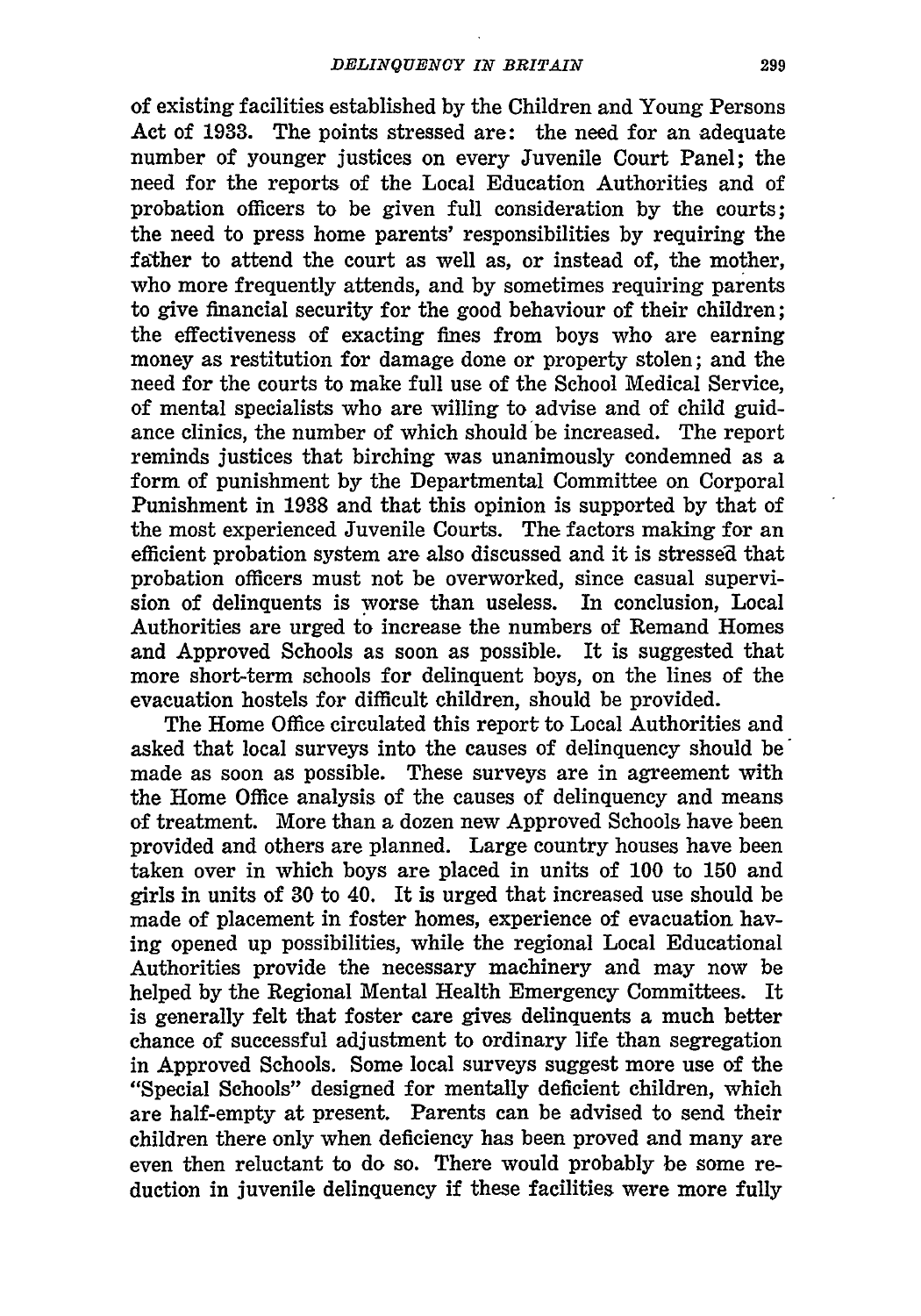of existing facilities established by the Children and Young Persons Act of 1933. The points stressed are: the need for an adequate number of younger justices on every Juvenile Court Panel; the need for the reports of the Local Education Authorities and of probation officers to be given full consideration by the courts; the need to press home parents' responsibilities by requiring the father to attend the court as well as, or instead of, the mother, who more frequently attends, and by sometimes requiring parents to give financial security for the good behaviour of their children; the effectiveness of exacting fines from boys who are earning money as restitution for damage done or property stolen; and the need for the courts to make full use of the School Medical Service, of mental specialists who are willing to advise and of child guidance clinics, the number of which should be increased. The report reminds justices that birching was unanimously condemned as a form of punishment by the Departmental Committee on Corporal Punishment in 1938 and that this opinion is supported by that of the most experienced Juvenile Courts. The factors making for an efficient probation system are also discussed and it is stressed that probation officers must not be overworked, since casual supervision of delinquents is worse than useless. In conclusion, Local Authorities are urged to increase the numbers of Remand Homes and Approved Schools as soon as possible. It is suggested that more short-term schools for delinquent boys, on the lines of the evacuation hostels for difficult children, should be provided.

The Home Office circulated this report to Local Authorities and asked that local surveys into the causes of delinquency should be made as soon as possible. These surveys are in agreement with the Home Office analysis of the causes of delinquency and means of treatment. More than a dozen new Approved Schools have been provided and others are planned. Large country houses have been taken over in which boys are placed in units of 100 to 150 and girls in units of 30 to 40. It is urged that increased use should be made of placement in foster homes, experience of evacuation having opened up possibilities, while the regional Local Educational Authorities provide the necessary machinery and may now be helped by the Regional Mental Health Emergency Committees. It is generally felt that foster care gives delinquents a much better chance of successful adjustment to ordinary life than segregation in Approved Schools. Some local surveys suggest more use of the "Special Schools" designed for mentally deficient children, which are half-empty at present. Parents can be advised to send their children there only when deficiency has been proved and many are even then reluctant to do so. There would probably be some reduction in juvenile delinquency if these facilities were more fully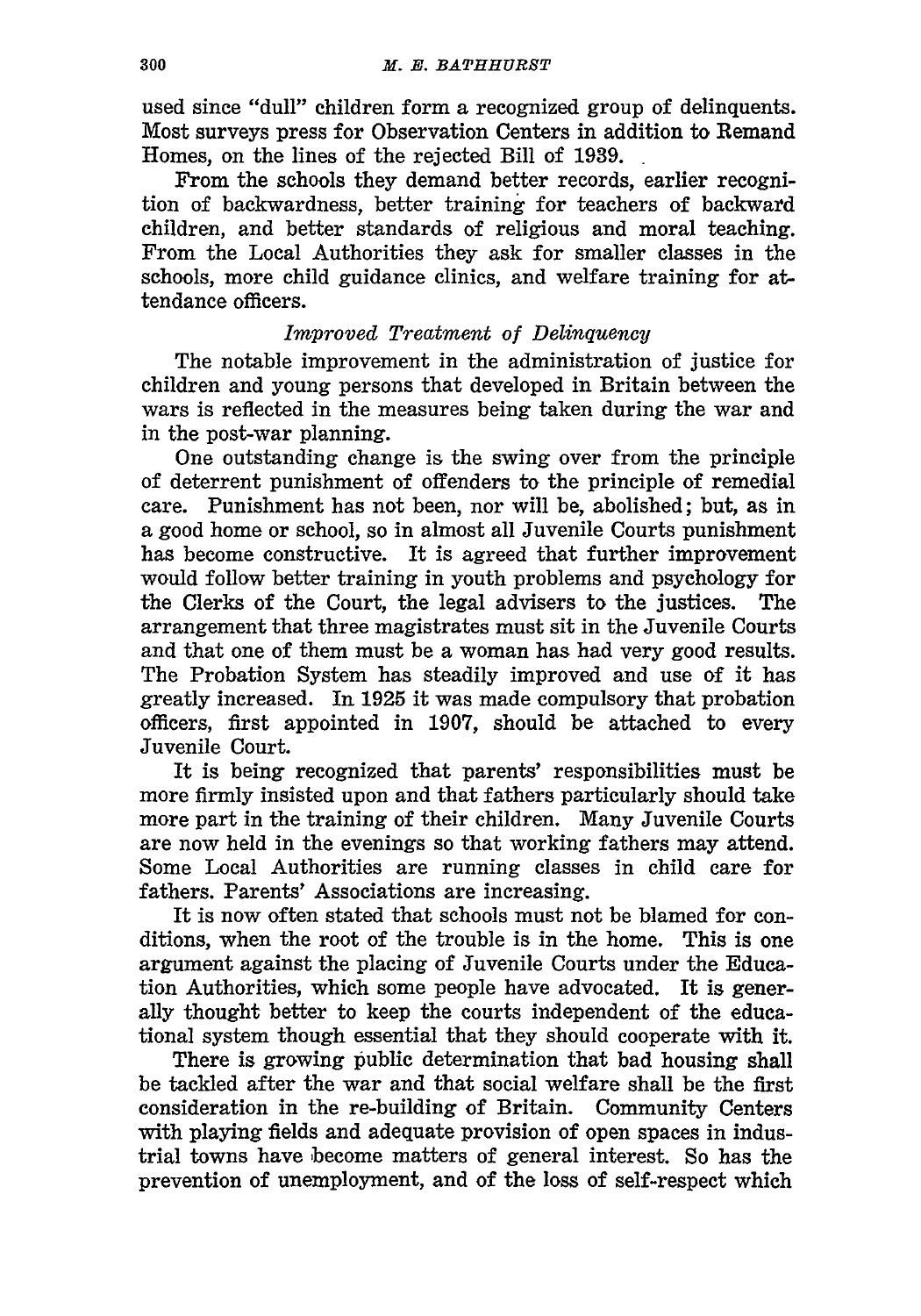used since "dull" children form a recognized group of delinquents. Most surveys press for Observation Centers in addition to Remand Homes, on the lines of the rejected Bill of 1939.

From the schools they demand better records, earlier recognition of backwardness, better training for teachers of backward children, and better standards of religious and moral teaching. From the Local Authorities they ask for smaller classes in the schools, more child guidance clinics, and welfare training for attendance officers.

### *Improved Treatment of Delinquency*

The notable improvement in the administration of justice for children and young persons that developed in Britain between the wars is reflected in the measures being taken during the war and in the post-war planning.

One outstanding change is the swing over from the principle of deterrent punishment of offenders to the principle of remedial care. Punishment has not been, nor will be, abolished; but, as in a good home or school, so in almost all Juvenile Courts punishment has become constructive. It is agreed that further improvement would follow better training in youth problems and psychology for the Clerks of the Court, the legal advisers to the justices. The arrangement that three magistrates must sit in the Juvenile Courts and that one of them must be a woman has had very good results. The Probation System has steadily improved and use of it has greatly increased. In 1925 it was made compulsory that probation officers, first appointed in 1907, should be attached to every Juvenile Court.

It is being recognized that parents' responsibilities must be more firmly insisted upon and that fathers particularly should take more part in the training of their children. Many Juvenile Courts are now held in the evenings so that working fathers may attend. Some Local Authorities are running classes in child care for fathers. Parents' Associations are increasing.

It is now often stated that schools must not be blamed for conditions, when the root of the trouble is in the home. This is one argument against the placing of Juvenile Courts under the Education Authorities, which some people have advocated. It is generally thought better to keep the courts independent of the educational system though essential that they should cooperate with it.

There is growing public determination that bad housing shall be tackled after the war and that social welfare shall be the first consideration in the re-building of Britain. Community Centers with playing fields and adequate provision of open spaces in industrial towns have become matters of general interest. So has the prevention of unemployment, and of the loss of self-respect which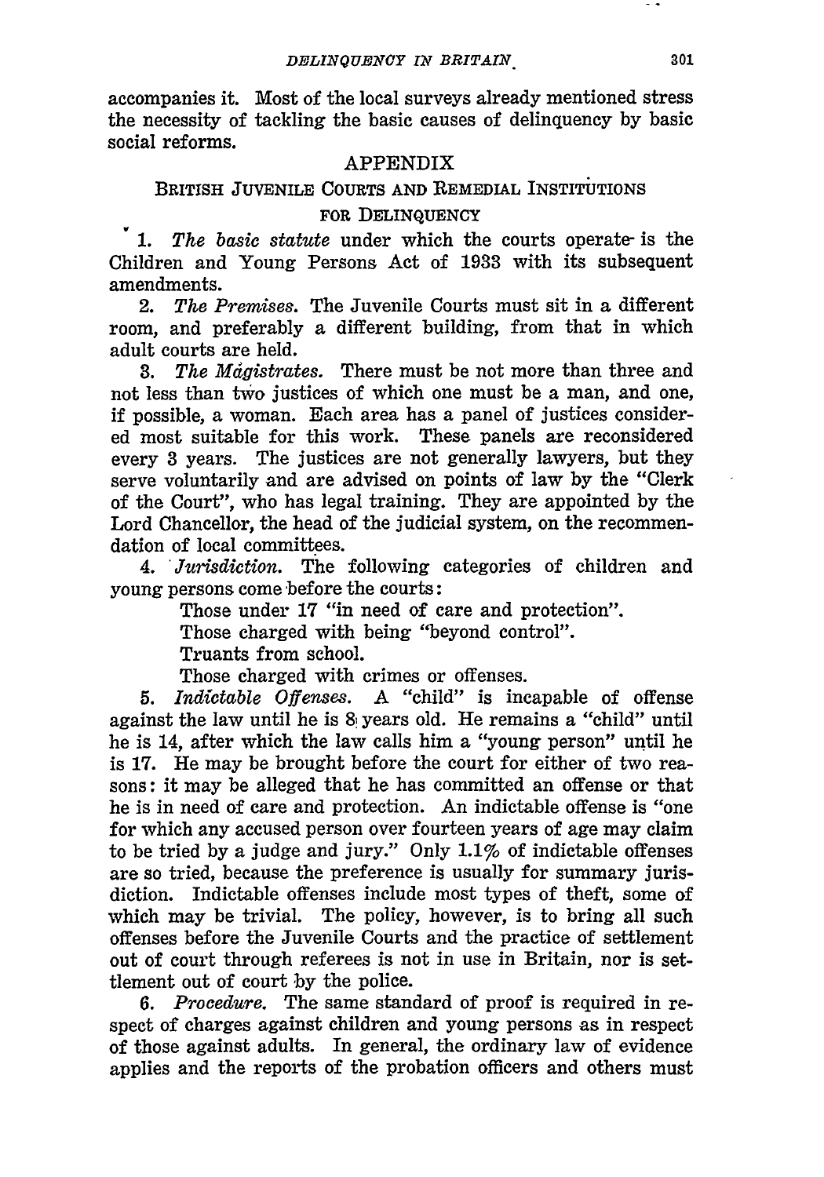accompanies it. Most of the local surveys already mentioned stress the necessity of tackling the basic causes of delinquency by basic social reforms.

## APPENDIX

### British Juvenile Courts and Remedial Institutions for Delinquency

1. *The basic statute* under which the courts operate is the Children and Young Persons Act of 1933 with its subsequent amendments.

2. *The Premises.* The Juvenile Courts must sit in a different room, and preferably a different building, from that in which adult courts are held.

3. *The Magistrates.* There must be not more than three and not less than two justices of which one must be a man, and one, if possible, a woman. Each area has a panel of justices considered most suitable for this work. These panels are reconsidered every 3 years. The justices are not generally lawyers, but they serve voluntarily and are advised on points of law by the "Clerk of the Court", who has legal training. They are appointed by the Lord Chancellor, the head of the judicial system, on the recommendation of local committees.

4. *Jurisdiction.* The following categories of children and young persons come before the courts:

   Those under 17 "in need of care and protection".

   Those charged with being "beyond control".

   Truants from school.

   Those charged with crimes or offenses.

5. *Indictable Offenses.* A "child" is incapable of offense against the law until he is 8 years old. He remains a "child" until he is 14, after which the law calls him a "young person" until he is 17. He may be brought before the court for either of two reasons: it may be alleged that he has committed an offense or that he is in need of care and protection. An indictable offense is "one for which any accused person over fourteen years of age may claim to be tried by a judge and jury." Only 1.1% of indictable offenses are so tried, because the preference is usually for summary jurisdiction. Indictable offenses include most types of theft, some of which may be trivial. The policy, however, is to bring all such offenses before the Juvenile Courts and the practice of settlement out of court through referees is not in use in Britain, nor is settlement out of court by the police.

6. *Procedure.* The same standard of proof is required in respect of charges against children and young persons as in respect of those against adults. In general, the ordinary law of evidence applies and the reports of the probation officers and others must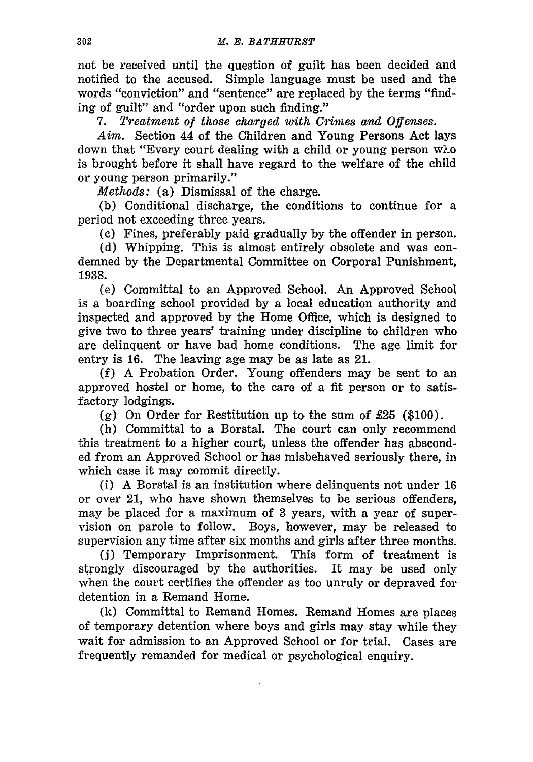not be received until the question of guilt has been decided and notified to the accused. Simple language must be used and the words "conviction" and "sentence" are replaced by the terms "finding of guilt" and "order upon such finding."

7. *Treatment of those charged with Crimes and Offenses.*

*Aim.* Section 44 of the Children and Young Persons Act lays down that "Every court dealing with a child or young person who is brought before it shall have regard to the welfare of the child or young person primarily."

*Methods:* (a) Dismissal of the charge.

(b) Conditional discharge, the conditions to continue for a period not exceeding three years.

(c) Fines, preferably paid gradually by the offender in person.

(d) Whipping. This is almost entirely obsolete and was condemned by the Departmental Committee on Corporal Punishment, 1938.

(e) Committal to an Approved School. An Approved School is a boarding school provided by a local education authority and inspected and approved by the Home Office, which is designed to give two to three years' training under discipline to children who are delinquent or have bad home conditions. The age limit for entry is 16. The leaving age may be as late as 21.

(f) A Probation Order. Young offenders may be sent to an approved hostel or home, to the care of a fit person or to satisfactory lodgings.

(g) On Order for Restitution up to the sum of £25 ($100).

(h) Committal to a Borstal. The court can only recommend this treatment to a higher court, unless the offender has absconded from an Approved School or has misbehaved seriously there, in which case it may commit directly.

(i) A Borstal is an institution where delinquents not under 16 or over 21, who have shown themselves to be serious offenders, may be placed for a maximum of 3 years, with a year of supervision on parole to follow. Boys, however, may be released to supervision any time after six months and girls after three months.

(j) Temporary Imprisonment. This form of treatment is strongly discouraged by the authorities. It may be used only when the court certifies the offender as too unruly or depraved for detention in a Remand Home.

(k) Committal to Remand Homes. Remand Homes are places of temporary detention where boys and girls may stay while they wait for admission to an Approved School or for trial. Cases are frequently remanded for medical or psychological enquiry.